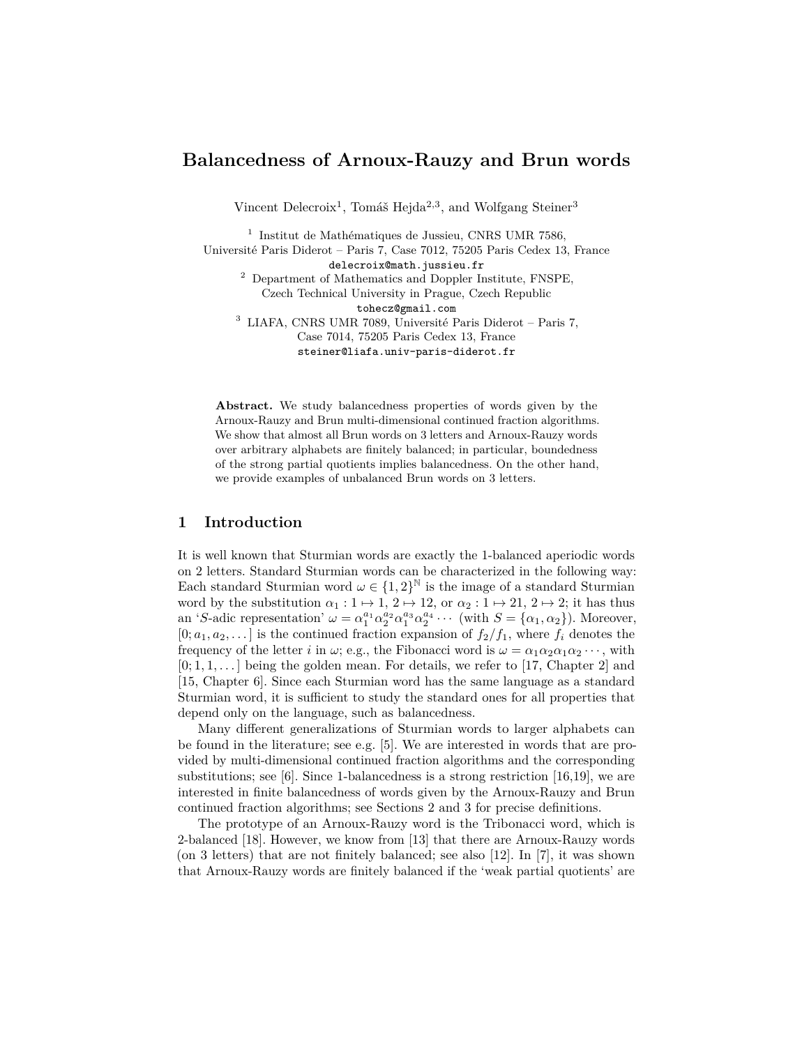# Balancedness of Arnoux-Rauzy and Brun words

Vincent Delecroix[1], Tomáš Hejda[2,3], and Wolfgang Steiner[3]

[1] Institut de Mathématiques de Jussieu, CNRS UMR 7586, Université Paris Diderot – Paris 7, Case 7012, 75205 Paris Cedex 13, France
delecroix@math.jussieu.fr

[2] Department of Mathematics and Doppler Institute, FNSPE, Czech Technical University in Prague, Czech Republic
tohecz@gmail.com

[3] LIAFA, CNRS UMR 7089, Université Paris Diderot – Paris 7, Case 7014, 75205 Paris Cedex 13, France
steiner@liafa.univ-paris-diderot.fr

**Abstract.** We study balancedness properties of words given by the Arnoux-Rauzy and Brun multi-dimensional continued fraction algorithms. We show that almost all Brun words on 3 letters and Arnoux-Rauzy words over arbitrary alphabets are finitely balanced; in particular, boundedness of the strong partial quotients implies balancedness. On the other hand, we provide examples of unbalanced Brun words on 3 letters.

## 1 Introduction

It is well known that Sturmian words are exactly the 1-balanced aperiodic words on 2 letters. Standard Sturmian words can be characterized in the following way: Each standard Sturmian word $\omega \in \{1,2\}^{\mathbb{N}}$ is the image of a standard Sturmian word by the substitution $\alpha_1 : 1 \mapsto 1,\ 2 \mapsto 12$, or $\alpha_2 : 1 \mapsto 21,\ 2 \mapsto 2$; it has thus an '$S$-adic representation' $\omega = \alpha_1^{a_1} \alpha_2^{a_2} \alpha_1^{a_3} \alpha_2^{a_4} \cdots$ (with $S = \{\alpha_1, \alpha_2\}$). Moreover, $[0; a_1, a_2, \ldots]$ is the continued fraction expansion of $f_2/f_1$, where $f_i$ denotes the frequency of the letter $i$ in $\omega$; e.g., the Fibonacci word is $\omega = \alpha_1 \alpha_2 \alpha_1 \alpha_2 \cdots$, with $[0; 1, 1, \ldots]$ being the golden mean. For details, we refer to [17, Chapter 2] and [15, Chapter 6]. Since each Sturmian word has the same language as a standard Sturmian word, it is sufficient to study the standard ones for all properties that depend only on the language, such as balancedness.

Many different generalizations of Sturmian words to larger alphabets can be found in the literature; see e.g. [5]. We are interested in words that are provided by multi-dimensional continued fraction algorithms and the corresponding substitutions; see [6]. Since 1-balancedness is a strong restriction [16,19], we are interested in finite balancedness of words given by the Arnoux-Rauzy and Brun continued fraction algorithms; see Sections 2 and 3 for precise definitions.

The prototype of an Arnoux-Rauzy word is the Tribonacci word, which is 2-balanced [18]. However, we know from [13] that there are Arnoux-Rauzy words (on 3 letters) that are not finitely balanced; see also [12]. In [7], it was shown that Arnoux-Rauzy words are finitely balanced if the 'weak partial quotients' are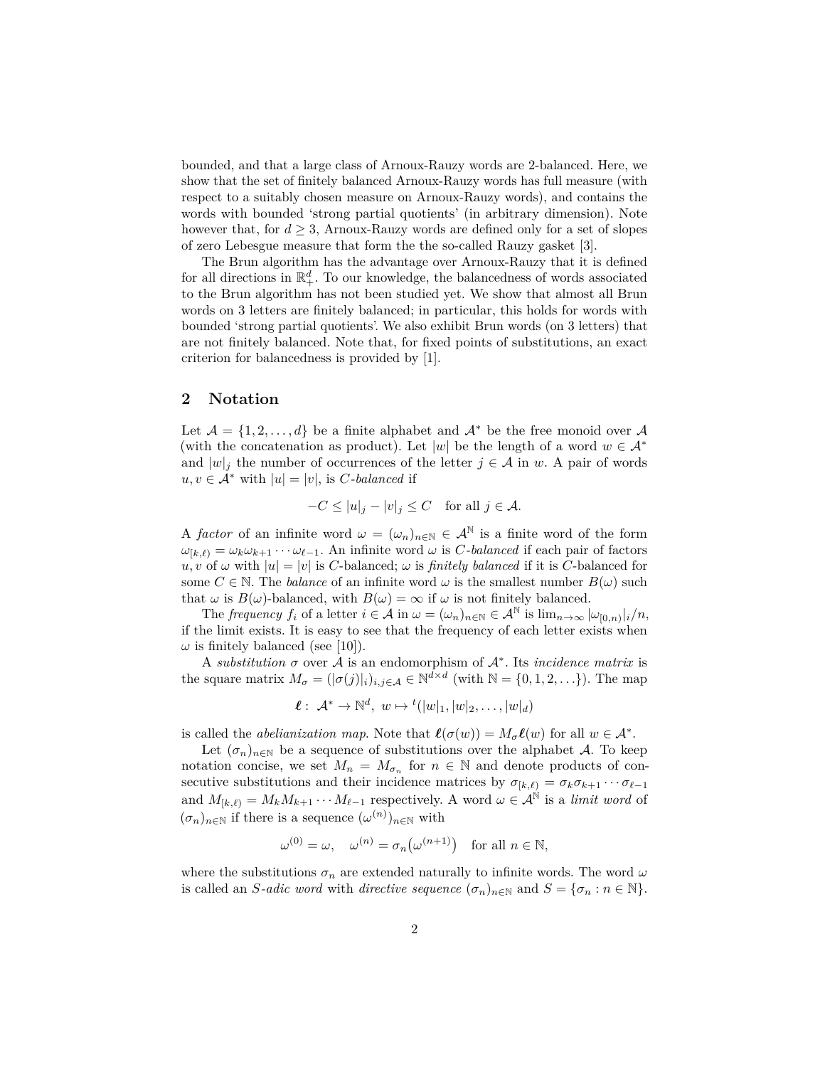bounded, and that a large class of Arnoux-Rauzy words are 2-balanced. Here, we show that the set of finitely balanced Arnoux-Rauzy words has full measure (with respect to a suitably chosen measure on Arnoux-Rauzy words), and contains the words with bounded 'strong partial quotients' (in arbitrary dimension). Note however that, for $d \geq 3$, Arnoux-Rauzy words are defined only for a set of slopes of zero Lebesgue measure that form the the so-called Rauzy gasket [3].

The Brun algorithm has the advantage over Arnoux-Rauzy that it is defined for all directions in $\mathbb{R}_+^d$. To our knowledge, the balancedness of words associated to the Brun algorithm has not been studied yet. We show that almost all Brun words on 3 letters are finitely balanced; in particular, this holds for words with bounded 'strong partial quotients'. We also exhibit Brun words (on 3 letters) that are not finitely balanced. Note that, for fixed points of substitutions, an exact criterion for balancedness is provided by [1].

## 2 Notation

Let $\mathcal{A} = \{1, 2, \ldots, d\}$ be a finite alphabet and $\mathcal{A}^*$ be the free monoid over $\mathcal{A}$ (with the concatenation as product). Let $|w|$ be the length of a word $w \in \mathcal{A}^*$ and $|w|_j$ the number of occurrences of the letter $j \in \mathcal{A}$ in $w$. A pair of words $u, v \in \mathcal{A}^*$ with $|u| = |v|$, is *C-balanced* if

$$-C \leq |u|_j - |v|_j \leq C \quad \text{for all } j \in \mathcal{A}.$$

A *factor* of an infinite word $\omega = (\omega_n)_{n\in\mathbb{N}} \in \mathcal{A}^{\mathbb{N}}$ is a finite word of the form $\omega_{[k,\ell)} = \omega_k\omega_{k+1}\cdots\omega_{\ell-1}$. An infinite word $\omega$ is *C-balanced* if each pair of factors $u, v$ of $\omega$ with $|u| = |v|$ is $C$-balanced; $\omega$ is *finitely balanced* if it is $C$-balanced for some $C \in \mathbb{N}$. The *balance* of an infinite word $\omega$ is the smallest number $B(\omega)$ such that $\omega$ is $B(\omega)$-balanced, with $B(\omega) = \infty$ if $\omega$ is not finitely balanced.

The *frequency* $f_i$ of a letter $i \in \mathcal{A}$ in $\omega = (\omega_n)_{n\in\mathbb{N}} \in \mathcal{A}^{\mathbb{N}}$ is $\lim_{n\to\infty} |\omega_{[0,n)}|_i/n$, if the limit exists. It is easy to see that the frequency of each letter exists when $\omega$ is finitely balanced (see [10]).

A *substitution* $\sigma$ over $\mathcal{A}$ is an endomorphism of $\mathcal{A}^*$. Its *incidence matrix* is the square matrix $M_\sigma = (|\sigma(j)|_i)_{i,j\in\mathcal{A}} \in \mathbb{N}^{d\times d}$ (with $\mathbb{N} = \{0, 1, 2, \ldots\}$). The map

$$\boldsymbol{\ell} : \mathcal{A}^* \to \mathbb{N}^d, \ w \mapsto {}^t(|w|_1, |w|_2, \ldots, |w|_d)$$

is called the *abelianization map*. Note that $\boldsymbol{\ell}(\sigma(w)) = M_\sigma \boldsymbol{\ell}(w)$ for all $w \in \mathcal{A}^*$.

Let $(\sigma_n)_{n\in\mathbb{N}}$ be a sequence of substitutions over the alphabet $\mathcal{A}$. To keep notation concise, we set $M_n = M_{\sigma_n}$ for $n \in \mathbb{N}$ and denote products of consecutive substitutions and their incidence matrices by $\sigma_{[k,\ell)} = \sigma_k\sigma_{k+1}\cdots\sigma_{\ell-1}$ and $M_{[k,\ell)} = M_k M_{k+1} \cdots M_{\ell-1}$ respectively. A word $\omega \in \mathcal{A}^{\mathbb{N}}$ is a *limit word* of $(\sigma_n)_{n\in\mathbb{N}}$ if there is a sequence $(\omega^{(n)})_{n\in\mathbb{N}}$ with

$$\omega^{(0)} = \omega, \quad \omega^{(n)} = \sigma_n\big(\omega^{(n+1)}\big) \quad \text{for all } n \in \mathbb{N},$$

where the substitutions $\sigma_n$ are extended naturally to infinite words. The word $\omega$ is called an *S-adic word* with *directive sequence* $(\sigma_n)_{n\in\mathbb{N}}$ and $S = \{\sigma_n : n \in \mathbb{N}\}$.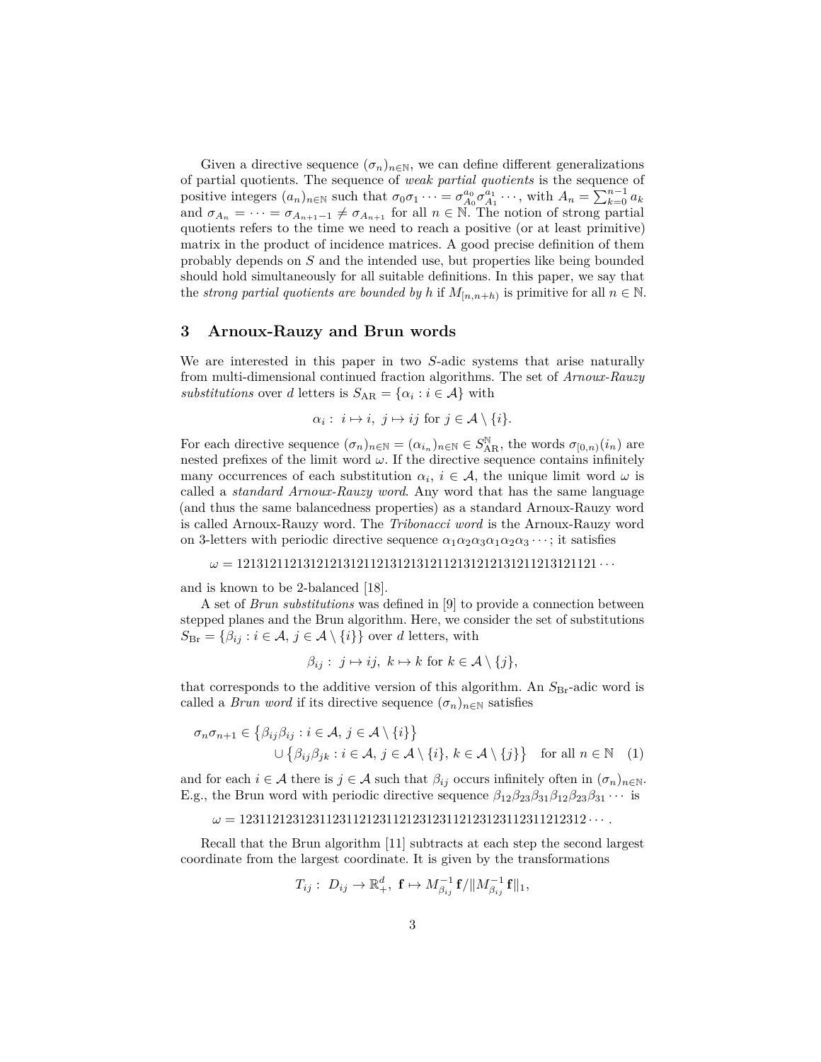Given a directive sequence $(\sigma_n)_{n\in\mathbb{N}}$, we can define different generalizations of partial quotients. The sequence of *weak partial quotients* is the sequence of positive integers $(a_n)_{n\in\mathbb{N}}$ such that $\sigma_0\sigma_1\cdots = \sigma_{A_0}^{a_0}\sigma_{A_1}^{a_1}\cdots$, with $A_n = \sum_{k=0}^{n-1} a_k$ and $\sigma_{A_n} = \cdots = \sigma_{A_{n+1}-1} \neq \sigma_{A_{n+1}}$ for all $n \in \mathbb{N}$. The notion of strong partial quotients refers to the time we need to reach a positive (or at least primitive) matrix in the product of incidence matrices. A good precise definition of them probably depends on $S$ and the intended use, but properties like being bounded should hold simultaneously for all suitable definitions. In this paper, we say that the *strong partial quotients are bounded by* $h$ if $M_{[n,n+h)}$ is primitive for all $n \in \mathbb{N}$.

## 3 Arnoux-Rauzy and Brun words

We are interested in this paper in two $S$-adic systems that arise naturally from multi-dimensional continued fraction algorithms. The set of *Arnoux-Rauzy substitutions* over $d$ letters is $S_{\mathrm{AR}} = \{\alpha_i : i \in \mathcal{A}\}$ with

$$\alpha_i : \ i \mapsto i, \ j \mapsto ij \text{ for } j \in \mathcal{A} \setminus \{i\}.$$

For each directive sequence $(\sigma_n)_{n\in\mathbb{N}} = (\alpha_{i_n})_{n\in\mathbb{N}} \in S_{\mathrm{AR}}^{\mathbb{N}}$, the words $\sigma_{[0,n)}(i_n)$ are nested prefixes of the limit word $\omega$. If the directive sequence contains infinitely many occurrences of each substitution $\alpha_i$, $i \in \mathcal{A}$, the unique limit word $\omega$ is called a *standard Arnoux-Rauzy word*. Any word that has the same language (and thus the same balancedness properties) as a standard Arnoux-Rauzy word is called Arnoux-Rauzy word. The *Tribonacci word* is the Arnoux-Rauzy word on 3-letters with periodic directive sequence $\alpha_1\alpha_2\alpha_3\alpha_1\alpha_2\alpha_3\cdots$; it satisfies

$$\omega = 1213121121312121312112131213121121312121312112131213121121\cdots$$

and is known to be 2-balanced [18].

A set of *Brun substitutions* was defined in [9] to provide a connection between stepped planes and the Brun algorithm. Here, we consider the set of substitutions $S_{\mathrm{Br}} = \{\beta_{ij} : i \in \mathcal{A},\, j \in \mathcal{A} \setminus \{i\}\}$ over $d$ letters, with

$$\beta_{ij} : \ j \mapsto ij, \ k \mapsto k \text{ for } k \in \mathcal{A} \setminus \{j\},$$

that corresponds to the additive version of this algorithm. An $S_{\mathrm{Br}}$-adic word is called a *Brun word* if its directive sequence $(\sigma_n)_{n\in\mathbb{N}}$ satisfies

$$\begin{aligned}\sigma_n\sigma_{n+1} \in \big\{\beta_{ij}\beta_{ij} : i \in \mathcal{A},\, j \in \mathcal{A} \setminus \{i\}\big\} \\ \cup \big\{\beta_{ij}\beta_{jk} : i \in \mathcal{A},\, j \in \mathcal{A} \setminus \{i\},\, k \in \mathcal{A} \setminus \{j\}\big\} \quad \text{for all } n \in \mathbb{N} \quad (1)\end{aligned}$$

and for each $i \in \mathcal{A}$ there is $j \in \mathcal{A}$ such that $\beta_{ij}$ occurs infinitely often in $(\sigma_n)_{n\in\mathbb{N}}$. E.g., the Brun word with periodic directive sequence $\beta_{12}\beta_{23}\beta_{31}\beta_{12}\beta_{23}\beta_{31}\cdots$ is

$$\omega = 12311212312311231121231121231231121231231123112123 12\cdots.$$

Recall that the Brun algorithm [11] subtracts at each step the second largest coordinate from the largest coordinate. It is given by the transformations

$$T_{ij} : \ D_{ij} \to \mathbb{R}_+^d, \ \mathbf{f} \mapsto M_{\beta_{ij}}^{-1}\mathbf{f}/\|M_{\beta_{ij}}^{-1}\mathbf{f}\|_1,$$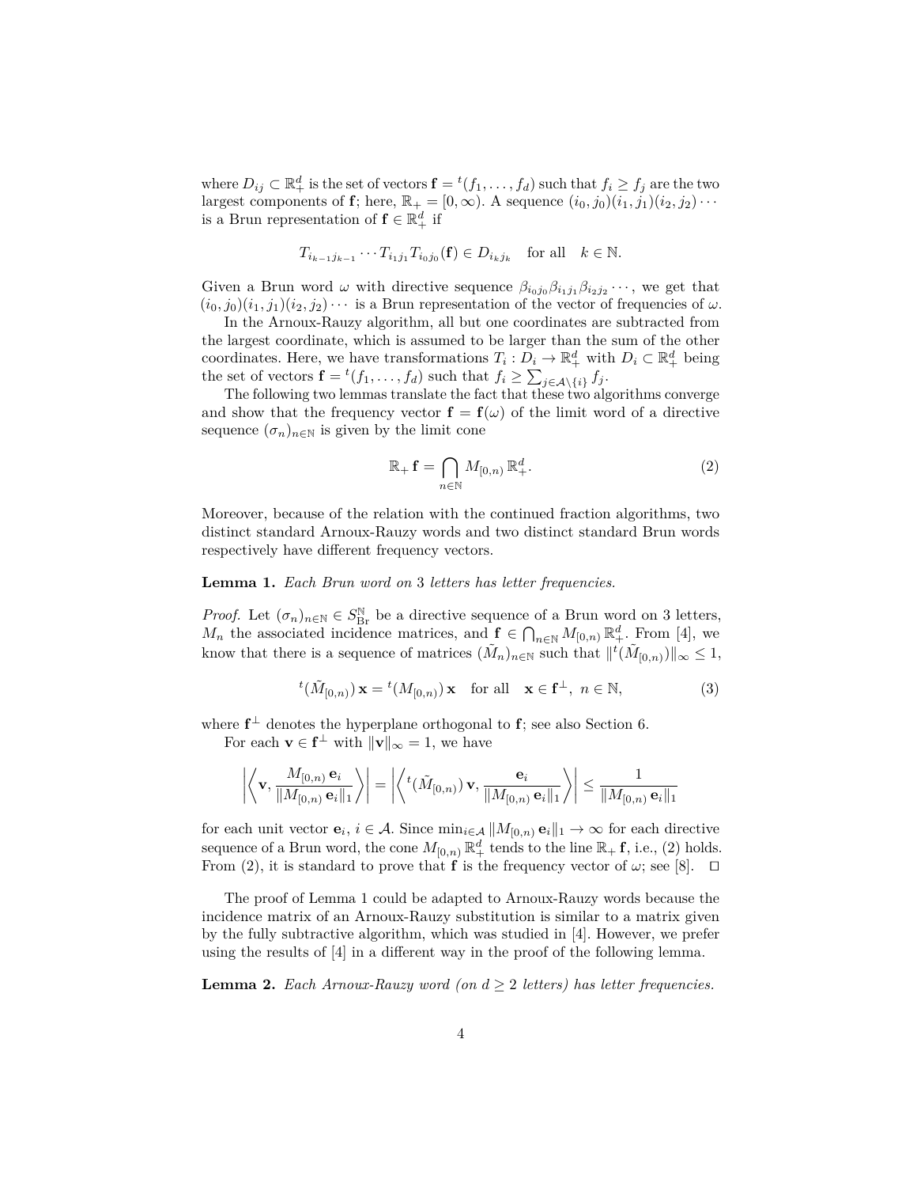where $D_{ij} \subset \mathbb{R}_+^d$ is the set of vectors $\mathbf{f} = {}^t(f_1, \ldots, f_d)$ such that $f_i \geq f_j$ are the two largest components of $\mathbf{f}$; here, $\mathbb{R}_+ = [0, \infty)$. A sequence $(i_0, j_0)(i_1, j_1)(i_2, j_2) \cdots$ is a Brun representation of $\mathbf{f} \in \mathbb{R}_+^d$ if

$$T_{i_{k-1} j_{k-1}} \cdots T_{i_1 j_1} T_{i_0 j_0}(\mathbf{f}) \in D_{i_k j_k} \quad \text{for all} \quad k \in \mathbb{N}.$$

Given a Brun word $\omega$ with directive sequence $\beta_{i_0 j_0} \beta_{i_1 j_1} \beta_{i_2 j_2} \cdots$, we get that $(i_0, j_0)(i_1, j_1)(i_2, j_2) \cdots$ is a Brun representation of the vector of frequencies of $\omega$.

In the Arnoux-Rauzy algorithm, all but one coordinates are subtracted from the largest coordinate, which is assumed to be larger than the sum of the other coordinates. Here, we have transformations $T_i : D_i \to \mathbb{R}_+^d$ with $D_i \subset \mathbb{R}_+^d$ being the set of vectors $\mathbf{f} = {}^t(f_1, \ldots, f_d)$ such that $f_i \geq \sum_{j \in \mathcal{A} \setminus \{i\}} f_j$.

The following two lemmas translate the fact that these two algorithms converge and show that the frequency vector $\mathbf{f} = \mathbf{f}(\omega)$ of the limit word of a directive sequence $(\sigma_n)_{n \in \mathbb{N}}$ is given by the limit cone

$$\mathbb{R}_+ \mathbf{f} = \bigcap_{n \in \mathbb{N}} M_{[0,n)} \, \mathbb{R}_+^d. \tag{2}$$

Moreover, because of the relation with the continued fraction algorithms, two distinct standard Arnoux-Rauzy words and two distinct standard Brun words respectively have different frequency vectors.

**Lemma 1.** *Each Brun word on* 3 *letters has letter frequencies.*

*Proof.* Let $(\sigma_n)_{n \in \mathbb{N}} \in S_{\mathrm{Br}}^{\mathbb{N}}$ be a directive sequence of a Brun word on 3 letters, $M_n$ the associated incidence matrices, and $\mathbf{f} \in \bigcap_{n \in \mathbb{N}} M_{[0,n)} \, \mathbb{R}_+^d$. From [4], we know that there is a sequence of matrices $(\tilde{M}_n)_{n \in \mathbb{N}}$ such that $\|{}^t(\tilde{M}_{[0,n)})\|_\infty \leq 1$,

$${}^t(\tilde{M}_{[0,n)}) \, \mathbf{x} = {}^t(M_{[0,n)}) \, \mathbf{x} \quad \text{for all} \quad \mathbf{x} \in \mathbf{f}^\perp, \ n \in \mathbb{N}, \tag{3}$$

where $\mathbf{f}^\perp$ denotes the hyperplane orthogonal to $\mathbf{f}$; see also Section 6.

For each $\mathbf{v} \in \mathbf{f}^\perp$ with $\|\mathbf{v}\|_\infty = 1$, we have

$$\left| \left\langle \mathbf{v}, \frac{M_{[0,n)} \, \mathbf{e}_i}{\|M_{[0,n)} \, \mathbf{e}_i\|_1} \right\rangle \right| = \left| \left\langle {}^t(\tilde{M}_{[0,n)}) \, \mathbf{v}, \frac{\mathbf{e}_i}{\|M_{[0,n)} \, \mathbf{e}_i\|_1} \right\rangle \right| \leq \frac{1}{\|M_{[0,n)} \, \mathbf{e}_i\|_1}$$

for each unit vector $\mathbf{e}_i$, $i \in \mathcal{A}$. Since $\min_{i \in \mathcal{A}} \|M_{[0,n)} \, \mathbf{e}_i\|_1 \to \infty$ for each directive sequence of a Brun word, the cone $M_{[0,n)} \, \mathbb{R}_+^d$ tends to the line $\mathbb{R}_+ \mathbf{f}$, i.e., (2) holds. From (2), it is standard to prove that $\mathbf{f}$ is the frequency vector of $\omega$; see [8]. $\square$

The proof of Lemma 1 could be adapted to Arnoux-Rauzy words because the incidence matrix of an Arnoux-Rauzy substitution is similar to a matrix given by the fully subtractive algorithm, which was studied in [4]. However, we prefer using the results of [4] in a different way in the proof of the following lemma.

**Lemma 2.** *Each Arnoux-Rauzy word (on $d \geq 2$ letters) has letter frequencies.*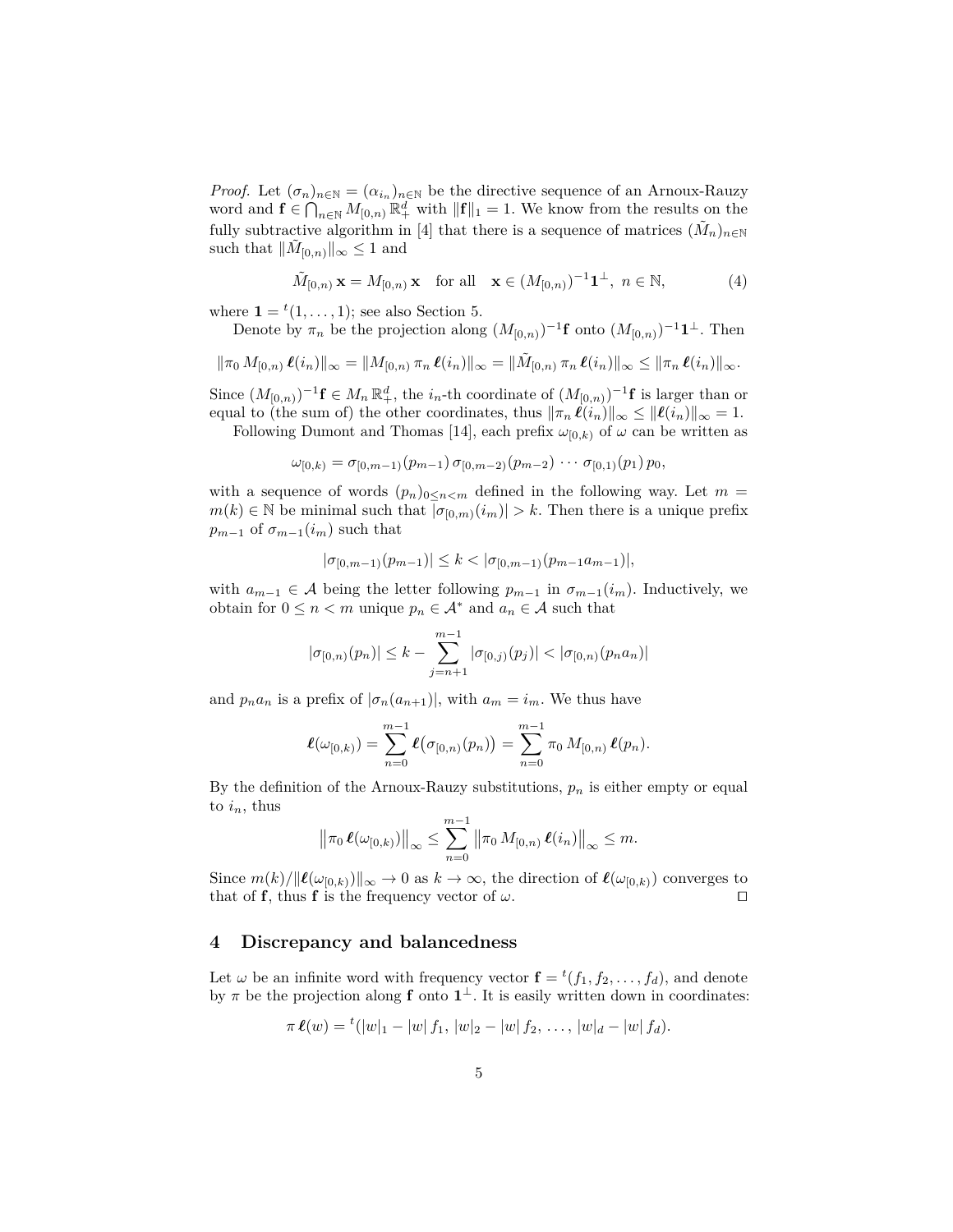*Proof.* Let $(\sigma_n)_{n\in\mathbb{N}} = (\alpha_{i_n})_{n\in\mathbb{N}}$ be the directive sequence of an Arnoux-Rauzy word and $\mathbf{f} \in \bigcap_{n\in\mathbb{N}} M_{[0,n)}\,\mathbb{R}_+^d$ with $\|\mathbf{f}\|_1 = 1$. We know from the results on the fully subtractive algorithm in [4] that there is a sequence of matrices $(\tilde{M}_n)_{n\in\mathbb{N}}$ such that $\|\tilde{M}_{[0,n)}\|_\infty \le 1$ and

$$\tilde{M}_{[0,n)}\,\mathbf{x} = M_{[0,n)}\,\mathbf{x} \quad \text{for all} \quad \mathbf{x} \in (M_{[0,n)})^{-1}\mathbf{1}^\perp,\ n \in \mathbb{N}, \tag{4}$$

where $\mathbf{1} = {}^t(1,\ldots,1)$; see also Section 5.

Denote by $\pi_n$ be the projection along $(M_{[0,n)})^{-1}\mathbf{f}$ onto $(M_{[0,n)})^{-1}\mathbf{1}^\perp$. Then

$$\|\pi_0\, M_{[0,n)}\,\boldsymbol{\ell}(i_n)\|_\infty = \|M_{[0,n)}\,\pi_n\,\boldsymbol{\ell}(i_n)\|_\infty = \|\tilde{M}_{[0,n)}\,\pi_n\,\boldsymbol{\ell}(i_n)\|_\infty \le \|\pi_n\,\boldsymbol{\ell}(i_n)\|_\infty.$$

Since $(M_{[0,n)})^{-1}\mathbf{f} \in M_n\,\mathbb{R}_+^d$, the $i_n$-th coordinate of $(M_{[0,n)})^{-1}\mathbf{f}$ is larger than or equal to (the sum of) the other coordinates, thus $\|\pi_n\,\boldsymbol{\ell}(i_n)\|_\infty \le \|\boldsymbol{\ell}(i_n)\|_\infty = 1$.

Following Dumont and Thomas [14], each prefix $\omega_{[0,k)}$ of $\omega$ can be written as

$$\omega_{[0,k)} = \sigma_{[0,m-1)}(p_{m-1})\,\sigma_{[0,m-2)}(p_{m-2})\,\cdots\,\sigma_{[0,1)}(p_1)\,p_0,$$

with a sequence of words $(p_n)_{0\le n<m}$ defined in the following way. Let $m = m(k) \in \mathbb{N}$ be minimal such that $|\sigma_{[0,m)}(i_m)| > k$. Then there is a unique prefix $p_{m-1}$ of $\sigma_{m-1}(i_m)$ such that

$$|\sigma_{[0,m-1)}(p_{m-1})| \le k < |\sigma_{[0,m-1)}(p_{m-1}a_{m-1})|,$$

with $a_{m-1} \in \mathcal{A}$ being the letter following $p_{m-1}$ in $\sigma_{m-1}(i_m)$. Inductively, we obtain for $0 \le n < m$ unique $p_n \in \mathcal{A}^*$ and $a_n \in \mathcal{A}$ such that

$$|\sigma_{[0,n)}(p_n)| \le k - \sum_{j=n+1}^{m-1} |\sigma_{[0,j)}(p_j)| < |\sigma_{[0,n)}(p_n a_n)|$$

and $p_n a_n$ is a prefix of $|\sigma_n(a_{n+1})|$, with $a_m = i_m$. We thus have

$$\boldsymbol{\ell}(\omega_{[0,k)}) = \sum_{n=0}^{m-1} \boldsymbol{\ell}\big(\sigma_{[0,n)}(p_n)\big) = \sum_{n=0}^{m-1} \pi_0\, M_{[0,n)}\,\boldsymbol{\ell}(p_n).$$

By the definition of the Arnoux-Rauzy substitutions, $p_n$ is either empty or equal to $i_n$, thus

$$\big\|\pi_0\,\boldsymbol{\ell}(\omega_{[0,k)})\big\|_\infty \le \sum_{n=0}^{m-1} \big\|\pi_0\, M_{[0,n)}\,\boldsymbol{\ell}(i_n)\big\|_\infty \le m.$$

Since $m(k)/\|\boldsymbol{\ell}(\omega_{[0,k)})\|_\infty \to 0$ as $k \to \infty$, the direction of $\boldsymbol{\ell}(\omega_{[0,k)})$ converges to that of $\mathbf{f}$, thus $\mathbf{f}$ is the frequency vector of $\omega$. $\square$

## 4 Discrepancy and balancedness

Let $\omega$ be an infinite word with frequency vector $\mathbf{f} = {}^t(f_1, f_2, \ldots, f_d)$, and denote by $\pi$ be the projection along $\mathbf{f}$ onto $\mathbf{1}^\perp$. It is easily written down in coordinates:

$$\pi\,\boldsymbol{\ell}(w) = {}^t(|w|_1 - |w|\,f_1,\ |w|_2 - |w|\,f_2,\ \ldots,\ |w|_d - |w|\,f_d).$$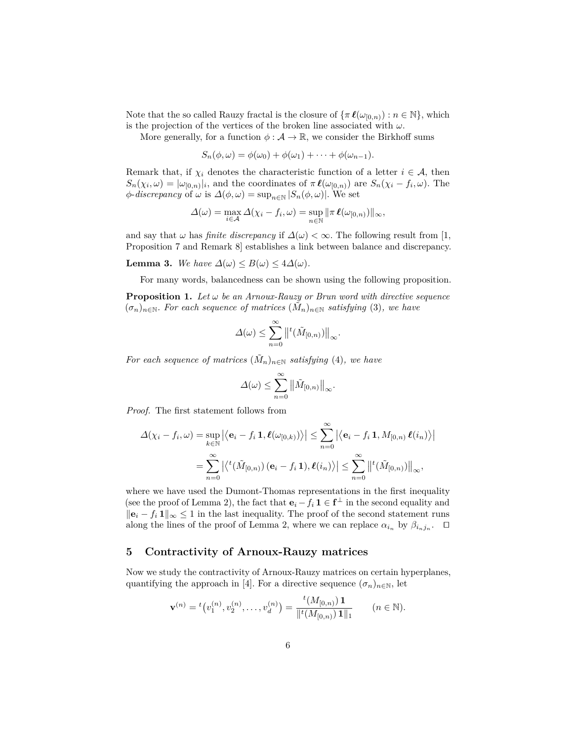Note that the so called Rauzy fractal is the closure of $\{\pi\,\boldsymbol{\ell}(\omega_{[0,n)}) : n \in \mathbb{N}\}$, which is the projection of the vertices of the broken line associated with $\omega$.

More generally, for a function $\phi : \mathcal{A} \to \mathbb{R}$, we consider the Birkhoff sums

$$S_n(\phi, \omega) = \phi(\omega_0) + \phi(\omega_1) + \cdots + \phi(\omega_{n-1}).$$

Remark that, if $\chi_i$ denotes the characteristic function of a letter $i \in \mathcal{A}$, then $S_n(\chi_i, \omega) = |\omega_{[0,n)}|_i$, and the coordinates of $\pi\,\boldsymbol{\ell}(\omega_{[0,n)})$ are $S_n(\chi_i - f_i, \omega)$. The *$\phi$-discrepancy* of $\omega$ is $\Delta(\phi, \omega) = \sup_{n\in\mathbb{N}} |S_n(\phi, \omega)|$. We set

$$\Delta(\omega) = \max_{i\in\mathcal{A}} \Delta(\chi_i - f_i, \omega) = \sup_{n\in\mathbb{N}} \|\pi\,\boldsymbol{\ell}(\omega_{[0,n)})\|_\infty,$$

and say that $\omega$ has *finite discrepancy* if $\Delta(\omega) < \infty$. The following result from [1, Proposition 7 and Remark 8] establishes a link between balance and discrepancy.

**Lemma 3.** *We have $\Delta(\omega) \le B(\omega) \le 4\Delta(\omega)$.*

For many words, balancedness can be shown using the following proposition.

**Proposition 1.** *Let $\omega$ be an Arnoux-Rauzy or Brun word with directive sequence $(\sigma_n)_{n\in\mathbb{N}}$. For each sequence of matrices $(\tilde{M}_n)_{n\in\mathbb{N}}$ satisfying* (3)*, we have*

$$\Delta(\omega) \le \sum_{n=0}^{\infty} \left\| {}^t(\tilde{M}_{[0,n)}) \right\|_\infty.$$

*For each sequence of matrices $(\tilde{M}_n)_{n\in\mathbb{N}}$ satisfying* (4)*, we have*

$$\Delta(\omega) \le \sum_{n=0}^{\infty} \left\| \tilde{M}_{[0,n)} \right\|_\infty.$$

*Proof.* The first statement follows from

$$\begin{aligned}
\Delta(\chi_i - f_i, \omega) &= \sup_{k\in\mathbb{N}} \left| \left\langle \mathbf{e}_i - f_i\,\mathbf{1}, \boldsymbol{\ell}(\omega_{[0,k)}) \right\rangle \right| \le \sum_{n=0}^{\infty} \left| \left\langle \mathbf{e}_i - f_i\,\mathbf{1}, M_{[0,n)}\,\boldsymbol{\ell}(i_n) \right\rangle \right| \\
&= \sum_{n=0}^{\infty} \left| \left\langle {}^t(\tilde{M}_{[0,n)})\,(\mathbf{e}_i - f_i\,\mathbf{1}), \boldsymbol{\ell}(i_n) \right\rangle \right| \le \sum_{n=0}^{\infty} \left\| {}^t(\tilde{M}_{[0,n)}) \right\|_\infty,
\end{aligned}$$

where we have used the Dumont-Thomas representations in the first inequality (see the proof of Lemma 2), the fact that $\mathbf{e}_i - f_i\,\mathbf{1} \in \mathbf{f}^\perp$ in the second equality and $\|\mathbf{e}_i - f_i\,\mathbf{1}\|_\infty \le 1$ in the last inequality. The proof of the second statement runs along the lines of the proof of Lemma 2, where we can replace $\alpha_{i_n}$ by $\beta_{i_n j_n}$. $\square$

## 5 Contractivity of Arnoux-Rauzy matrices

Now we study the contractivity of Arnoux-Rauzy matrices on certain hyperplanes, quantifying the approach in [4]. For a directive sequence $(\sigma_n)_{n\in\mathbb{N}}$, let

$$\mathbf{v}^{(n)} = {}^t\big(v_1^{(n)}, v_2^{(n)}, \ldots, v_d^{(n)}\big) = \frac{{}^t(M_{[0,n)})\,\mathbf{1}}{\|{}^t(M_{[0,n)})\,\mathbf{1}\|_1} \qquad (n \in \mathbb{N}).$$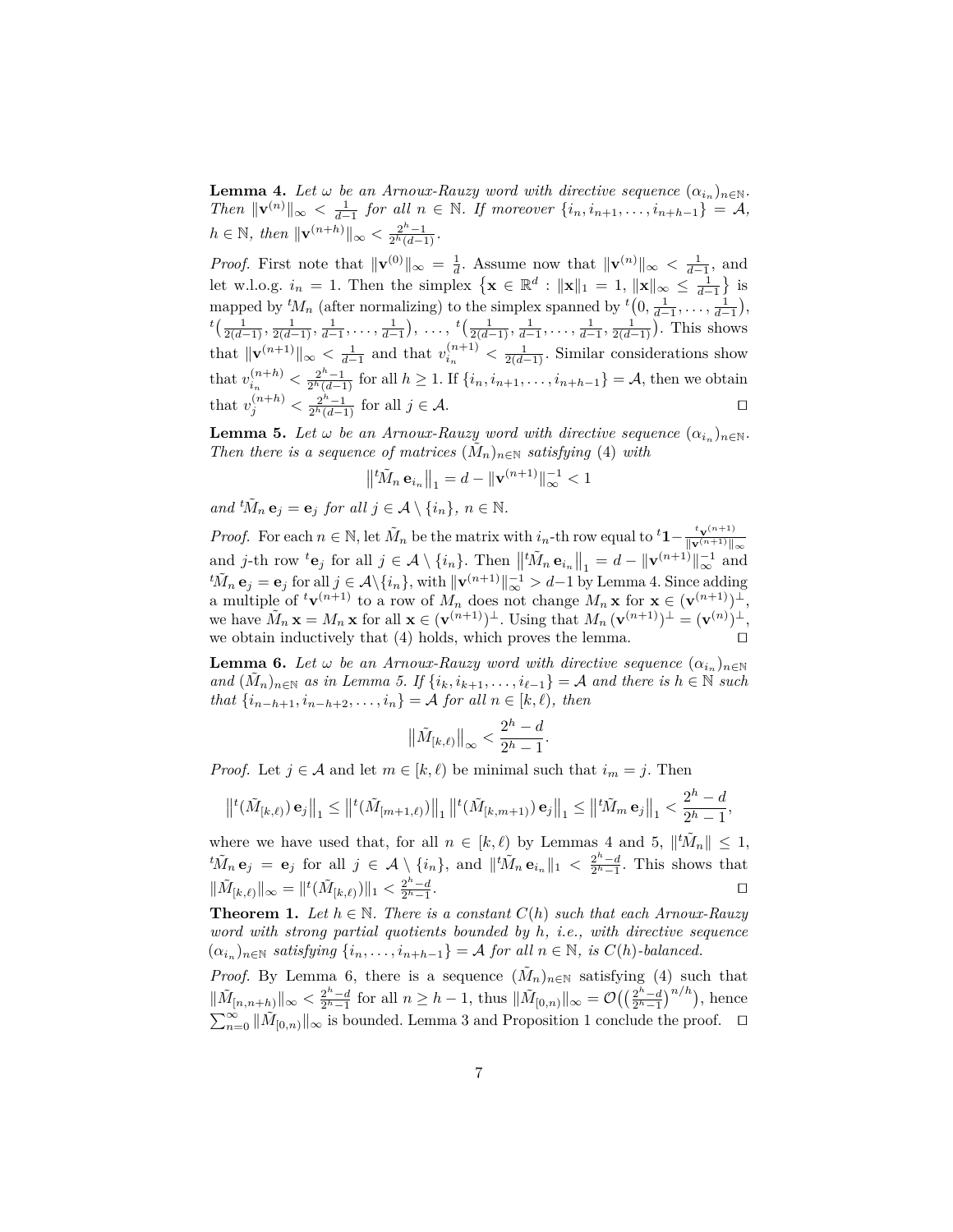**Lemma 4.** *Let $\omega$ be an Arnoux-Rauzy word with directive sequence $(\alpha_{i_n})_{n\in\mathbb{N}}$. Then $\|\mathbf{v}^{(n)}\|_\infty < \frac{1}{d-1}$ for all $n \in \mathbb{N}$. If moreover $\{i_n, i_{n+1}, \ldots, i_{n+h-1}\} = \mathcal{A}$, $h \in \mathbb{N}$, then $\|\mathbf{v}^{(n+h)}\|_\infty < \frac{2^h-1}{2^h(d-1)}$.*

*Proof.* First note that $\|\mathbf{v}^{(0)}\|_\infty = \frac{1}{d}$. Assume now that $\|\mathbf{v}^{(n)}\|_\infty < \frac{1}{d-1}$, and let w.l.o.g. $i_n = 1$. Then the simplex $\{\mathbf{x} \in \mathbb{R}^d : \|\mathbf{x}\|_1 = 1, \|\mathbf{x}\|_\infty \le \frac{1}{d-1}\}$ is mapped by ${}^tM_n$ (after normalizing) to the simplex spanned by ${}^t\big(0, \frac{1}{d-1}, \ldots, \frac{1}{d-1}\big)$, ${}^t\big(\frac{1}{2(d-1)}, \frac{1}{2(d-1)}, \frac{1}{d-1}, \ldots, \frac{1}{d-1}\big)$, $\ldots$, ${}^t\big(\frac{1}{2(d-1)}, \frac{1}{d-1}, \ldots, \frac{1}{d-1}, \frac{1}{2(d-1)}\big)$. This shows that $\|\mathbf{v}^{(n+1)}\|_\infty < \frac{1}{d-1}$ and that $v_{i_n}^{(n+1)} < \frac{1}{2(d-1)}$. Similar considerations show that $v_{i_n}^{(n+h)} < \frac{2^h-1}{2^h(d-1)}$ for all $h \ge 1$. If $\{i_n, i_{n+1}, \ldots, i_{n+h-1}\} = \mathcal{A}$, then we obtain that $v_j^{(n+h)} < \frac{2^h-1}{2^h(d-1)}$ for all $j \in \mathcal{A}$. ◻

**Lemma 5.** *Let $\omega$ be an Arnoux-Rauzy word with directive sequence $(\alpha_{i_n})_{n\in\mathbb{N}}$. Then there is a sequence of matrices $(\tilde{M}_n)_{n\in\mathbb{N}}$ satisfying (4) with*

$$\big\|{}^t\tilde{M}_n\, \mathbf{e}_{i_n}\big\|_1 = d - \|\mathbf{v}^{(n+1)}\|_\infty^{-1} < 1$$

*and ${}^t\tilde{M}_n\, \mathbf{e}_j = \mathbf{e}_j$ for all $j \in \mathcal{A} \setminus \{i_n\}$, $n \in \mathbb{N}$.*

*Proof.* For each $n \in \mathbb{N}$, let $\tilde{M}_n$ be the matrix with $i_n$-th row equal to ${}^t\mathbf{1} - \frac{{}^t\mathbf{v}^{(n+1)}}{\|\mathbf{v}^{(n+1)}\|_\infty}$ and $j$-th row ${}^t\mathbf{e}_j$ for all $j \in \mathcal{A} \setminus \{i_n\}$. Then $\big\|{}^t\tilde{M}_n\, \mathbf{e}_{i_n}\big\|_1 = d - \|\mathbf{v}^{(n+1)}\|_\infty^{-1}$ and ${}^t\tilde{M}_n\, \mathbf{e}_j = \mathbf{e}_j$ for all $j \in \mathcal{A} \setminus \{i_n\}$, with $\|\mathbf{v}^{(n+1)}\|_\infty^{-1} > d-1$ by Lemma 4. Since adding a multiple of ${}^t\mathbf{v}^{(n+1)}$ to a row of $M_n$ does not change $M_n\,\mathbf{x}$ for $\mathbf{x} \in (\mathbf{v}^{(n+1)})^\perp$, we have $\tilde{M}_n\,\mathbf{x} = M_n\,\mathbf{x}$ for all $\mathbf{x} \in (\mathbf{v}^{(n+1)})^\perp$. Using that $M_n\,(\mathbf{v}^{(n+1)})^\perp = (\mathbf{v}^{(n)})^\perp$, we obtain inductively that (4) holds, which proves the lemma. ◻

**Lemma 6.** *Let $\omega$ be an Arnoux-Rauzy word with directive sequence $(\alpha_{i_n})_{n\in\mathbb{N}}$ and $(\tilde{M}_n)_{n\in\mathbb{N}}$ as in Lemma 5. If $\{i_k, i_{k+1}, \ldots, i_{\ell-1}\} = \mathcal{A}$ and there is $h \in \mathbb{N}$ such that $\{i_{n-h+1}, i_{n-h+2}, \ldots, i_n\} = \mathcal{A}$ for all $n \in [k, \ell)$, then*

$$\big\|\tilde{M}_{[k,\ell)}\big\|_\infty < \frac{2^h - d}{2^h - 1}.$$

*Proof.* Let $j \in \mathcal{A}$ and let $m \in [k, \ell)$ be minimal such that $i_m = j$. Then

$$\big\|{}^t(\tilde{M}_{[k,\ell)})\,\mathbf{e}_j\big\|_1 \le \big\|{}^t(\tilde{M}_{[m+1,\ell)})\big\|_1 \big\|{}^t(\tilde{M}_{[k,m+1)})\,\mathbf{e}_j\big\|_1 \le \big\|{}^t\tilde{M}_m\,\mathbf{e}_j\big\|_1 < \frac{2^h - d}{2^h - 1},$$

where we have used that, for all $n \in [k, \ell)$ by Lemmas 4 and 5, $\|{}^t\tilde{M}_n\| \le 1$, ${}^t\tilde{M}_n\,\mathbf{e}_j = \mathbf{e}_j$ for all $j \in \mathcal{A} \setminus \{i_n\}$, and $\|{}^t\tilde{M}_n\,\mathbf{e}_{i_n}\|_1 < \frac{2^h-d}{2^h-1}$. This shows that $\|\tilde{M}_{[k,\ell)}\|_\infty = \|{}^t(\tilde{M}_{[k,\ell)})\|_1 < \frac{2^h-d}{2^h-1}$. ◻

**Theorem 1.** *Let $h \in \mathbb{N}$. There is a constant $C(h)$ such that each Arnoux-Rauzy word with strong partial quotients bounded by $h$, i.e., with directive sequence $(\alpha_{i_n})_{n\in\mathbb{N}}$ satisfying $\{i_n, \ldots, i_{n+h-1}\} = \mathcal{A}$ for all $n \in \mathbb{N}$, is $C(h)$-balanced.*

*Proof.* By Lemma 6, there is a sequence $(\tilde{M}_n)_{n\in\mathbb{N}}$ satisfying (4) such that $\|\tilde{M}_{[n,n+h)}\|_\infty < \frac{2^h-d}{2^h-1}$ for all $n \ge h-1$, thus $\|\tilde{M}_{[0,n)}\|_\infty = \mathcal{O}\big(\big(\frac{2^h-d}{2^h-1}\big)^{n/h}\big)$, hence $\sum_{n=0}^\infty \|\tilde{M}_{[0,n)}\|_\infty$ is bounded. Lemma 3 and Proposition 1 conclude the proof. ◻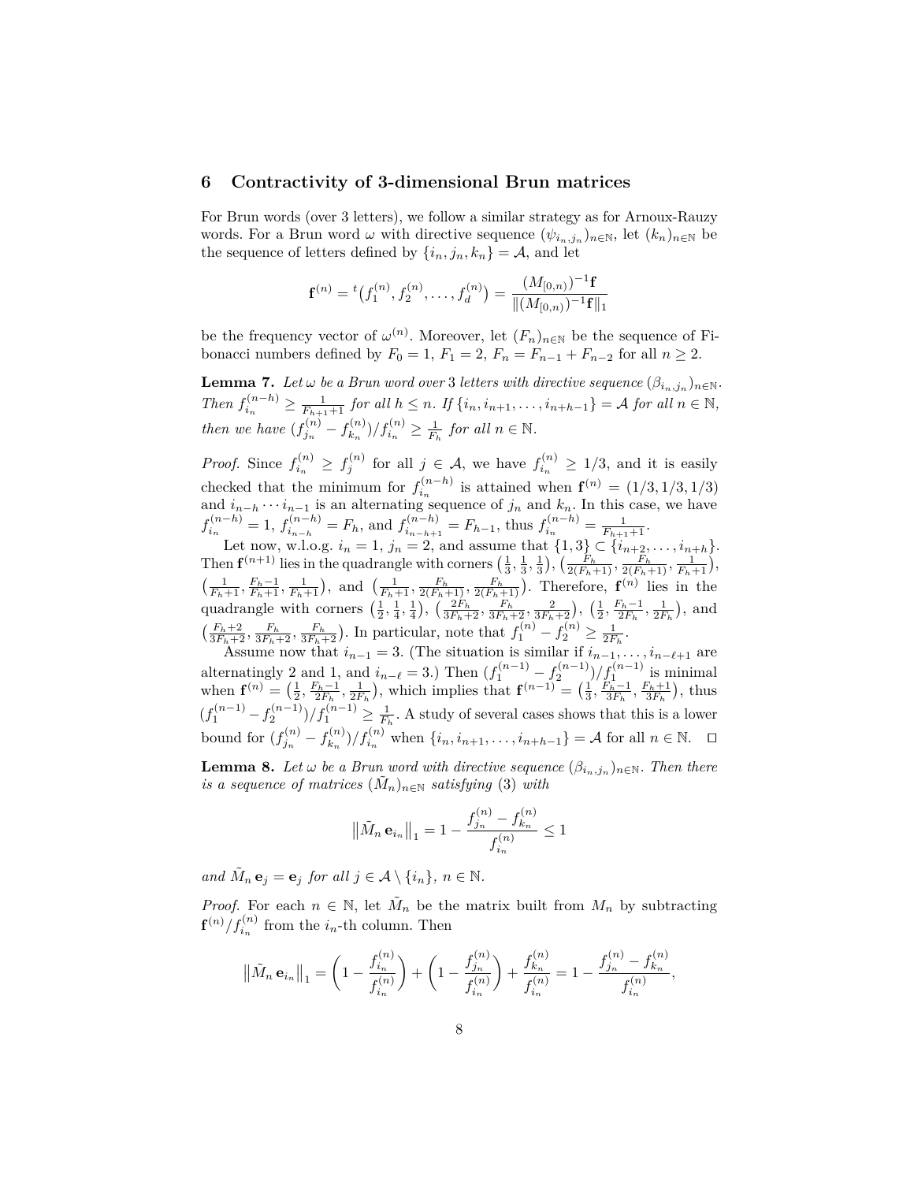## 6 Contractivity of 3-dimensional Brun matrices

For Brun words (over 3 letters), we follow a similar strategy as for Arnoux-Rauzy words. For a Brun word $\omega$ with directive sequence $(\psi_{i_n,j_n})_{n\in\mathbb{N}}$, let $(k_n)_{n\in\mathbb{N}}$ be the sequence of letters defined by $\{i_n, j_n, k_n\} = \mathcal{A}$, and let

$$\mathbf{f}^{(n)} = {}^t\big(f_1^{(n)}, f_2^{(n)}, \ldots, f_d^{(n)}\big) = \frac{(M_{[0,n)})^{-1}\mathbf{f}}{\|(M_{[0,n)})^{-1}\mathbf{f}\|_1}$$

be the frequency vector of $\omega^{(n)}$. Moreover, let $(F_n)_{n\in\mathbb{N}}$ be the sequence of Fibonacci numbers defined by $F_0 = 1$, $F_1 = 2$, $F_n = F_{n-1} + F_{n-2}$ for all $n \geq 2$.

**Lemma 7.** *Let $\omega$ be a Brun word over 3 letters with directive sequence $(\beta_{i_n,j_n})_{n\in\mathbb{N}}$. Then $f_{i_n}^{(n-h)} \geq \frac{1}{F_{h+1}+1}$ for all $h \leq n$. If $\{i_n, i_{n+1}, \ldots, i_{n+h-1}\} = \mathcal{A}$ for all $n \in \mathbb{N}$, then we have $(f_{j_n}^{(n)} - f_{k_n}^{(n)})/f_{i_n}^{(n)} \geq \frac{1}{F_h}$ for all $n \in \mathbb{N}$.*

*Proof.* Since $f_{i_n}^{(n)} \geq f_j^{(n)}$ for all $j \in \mathcal{A}$, we have $f_{i_n}^{(n)} \geq 1/3$, and it is easily checked that the minimum for $f_{i_n}^{(n-h)}$ is attained when $\mathbf{f}^{(n)} = (1/3, 1/3, 1/3)$ and $i_{n-h} \cdots i_{n-1}$ is an alternating sequence of $j_n$ and $k_n$. In this case, we have $f_{i_n}^{(n-h)} = 1$, $f_{i_{n-h}}^{(n-h)} = F_h$, and $f_{i_{n-h+1}}^{(n-h)} = F_{h-1}$, thus $f_{i_n}^{(n-h)} = \frac{1}{F_{h+1}+1}$.

Let now, w.l.o.g. $i_n = 1$, $j_n = 2$, and assume that $\{1,3\} \subset \{i_{n+2}, \ldots, i_{n+h}\}$. Then $\mathbf{f}^{(n+1)}$ lies in the quadrangle with corners $\big(\frac{1}{3}, \frac{1}{3}, \frac{1}{3}\big)$, $\big(\frac{F_h}{2(F_h+1)}, \frac{F_h}{2(F_h+1)}, \frac{1}{F_h+1}\big)$, $\big(\frac{1}{F_h+1}, \frac{F_h-1}{F_h+1}, \frac{1}{F_h+1}\big)$, and $\big(\frac{1}{F_h+1}, \frac{F_h}{2(F_h+1)}, \frac{F_h}{2(F_h+1)}\big)$. Therefore, $\mathbf{f}^{(n)}$ lies in the quadrangle with corners $\big(\frac{1}{2}, \frac{1}{4}, \frac{1}{4}\big)$, $\big(\frac{2F_h}{3F_h+2}, \frac{F_h}{3F_h+2}, \frac{2}{3F_h+2}\big)$, $\big(\frac{1}{2}, \frac{F_h-1}{2F_h}, \frac{1}{2F_h}\big)$, and $\big(\frac{F_h+2}{3F_h+2}, \frac{F_h}{3F_h+2}, \frac{F_h}{3F_h+2}\big)$. In particular, note that $f_1^{(n)} - f_2^{(n)} \geq \frac{1}{2F_h}$.

Assume now that $i_{n-1} = 3$. (The situation is similar if $i_{n-1}, \ldots, i_{n-\ell+1}$ are alternatingly 2 and 1, and $i_{n-\ell} = 3$.) Then $(f_1^{(n-1)} - f_2^{(n-1)})/f_1^{(n-1)}$ is minimal when $\mathbf{f}^{(n)} = \big(\frac{1}{2}, \frac{F_h-1}{2F_h}, \frac{1}{2F_h}\big)$, which implies that $\mathbf{f}^{(n-1)} = \big(\frac{1}{3}, \frac{F_h-1}{3F_h}, \frac{F_h+1}{3F_h}\big)$, thus $(f_1^{(n-1)} - f_2^{(n-1)})/f_1^{(n-1)} \geq \frac{1}{F_h}$. A study of several cases shows that this is a lower bound for $(f_{j_n}^{(n)} - f_{k_n}^{(n)})/f_{i_n}^{(n)}$ when $\{i_n, i_{n+1}, \ldots, i_{n+h-1}\} = \mathcal{A}$ for all $n \in \mathbb{N}$. $\square$

**Lemma 8.** *Let $\omega$ be a Brun word with directive sequence $(\beta_{i_n,j_n})_{n\in\mathbb{N}}$. Then there is a sequence of matrices $(\tilde{M}_n)_{n\in\mathbb{N}}$ satisfying* (3) *with*

$$\big\|\tilde{M}_n\, \mathbf{e}_{i_n}\big\|_1 = 1 - \frac{f_{j_n}^{(n)} - f_{k_n}^{(n)}}{f_{i_n}^{(n)}} \leq 1$$

*and $\tilde{M}_n\, \mathbf{e}_j = \mathbf{e}_j$ for all $j \in \mathcal{A} \setminus \{i_n\}$, $n \in \mathbb{N}$.*

*Proof.* For each $n \in \mathbb{N}$, let $\tilde{M}_n$ be the matrix built from $M_n$ by subtracting $\mathbf{f}^{(n)}/f_{i_n}^{(n)}$ from the $i_n$-th column. Then

$$\big\|\tilde{M}_n\, \mathbf{e}_{i_n}\big\|_1 = \left(1 - \frac{f_{i_n}^{(n)}}{f_{i_n}^{(n)}}\right) + \left(1 - \frac{f_{j_n}^{(n)}}{f_{i_n}^{(n)}}\right) + \frac{f_{k_n}^{(n)}}{f_{i_n}^{(n)}} = 1 - \frac{f_{j_n}^{(n)} - f_{k_n}^{(n)}}{f_{i_n}^{(n)}},$$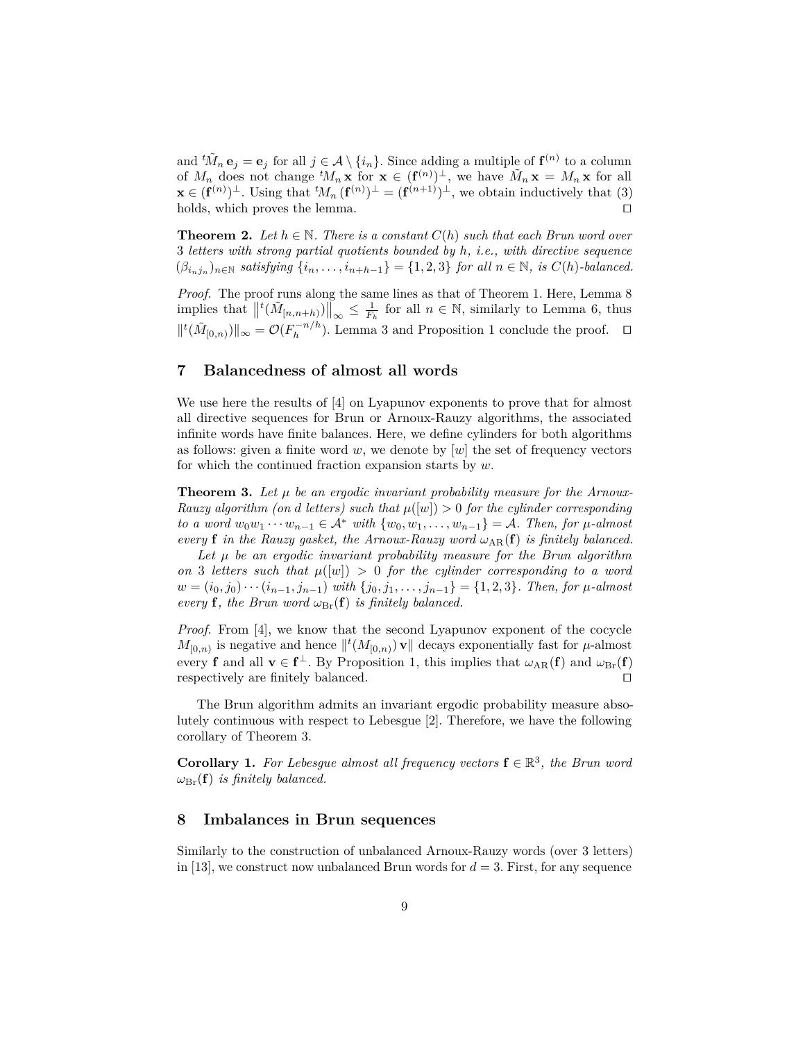and ${}^t\tilde{M}_n\,\mathbf{e}_j = \mathbf{e}_j$ for all $j \in \mathcal{A} \setminus \{i_n\}$. Since adding a multiple of $\mathbf{f}^{(n)}$ to a column of $M_n$ does not change ${}^tM_n\,\mathbf{x}$ for $\mathbf{x} \in (\mathbf{f}^{(n)})^\perp$, we have $\tilde{M}_n\,\mathbf{x} = M_n\,\mathbf{x}$ for all $\mathbf{x} \in (\mathbf{f}^{(n)})^\perp$. Using that ${}^tM_n\,(\mathbf{f}^{(n)})^\perp = (\mathbf{f}^{(n+1)})^\perp$, we obtain inductively that (3) holds, which proves the lemma. ◻

**Theorem 2.** *Let $h \in \mathbb{N}$. There is a constant $C(h)$ such that each Brun word over 3 letters with strong partial quotients bounded by $h$, i.e., with directive sequence $(\beta_{i_n j_n})_{n\in\mathbb{N}}$ satisfying $\{i_n, \ldots, i_{n+h-1}\} = \{1, 2, 3\}$ for all $n \in \mathbb{N}$, is $C(h)$-balanced.*

*Proof.* The proof runs along the same lines as that of Theorem 1. Here, Lemma 8 implies that $\left\|{}^t(\tilde{M}_{[n,n+h)})\right\|_\infty \leq \frac{1}{F_h}$ for all $n \in \mathbb{N}$, similarly to Lemma 6, thus $\|{}^t(\tilde{M}_{[0,n)})\|_\infty = \mathcal{O}(F_h^{-n/h})$. Lemma 3 and Proposition 1 conclude the proof. ◻

## 7 Balancedness of almost all words

We use here the results of [4] on Lyapunov exponents to prove that for almost all directive sequences for Brun or Arnoux-Rauzy algorithms, the associated infinite words have finite balances. Here, we define cylinders for both algorithms as follows: given a finite word $w$, we denote by $[w]$ the set of frequency vectors for which the continued fraction expansion starts by $w$.

**Theorem 3.** *Let $\mu$ be an ergodic invariant probability measure for the Arnoux-Rauzy algorithm (on $d$ letters) such that $\mu([w]) > 0$ for the cylinder corresponding to a word $w_0 w_1 \cdots w_{n-1} \in \mathcal{A}^*$ with $\{w_0, w_1, \ldots, w_{n-1}\} = \mathcal{A}$. Then, for $\mu$-almost every $\mathbf{f}$ in the Rauzy gasket, the Arnoux-Rauzy word $\omega_{\mathrm{AR}}(\mathbf{f})$ is finitely balanced.*

*Let $\mu$ be an ergodic invariant probability measure for the Brun algorithm on 3 letters such that $\mu([w]) > 0$ for the cylinder corresponding to a word $w = (i_0, j_0) \cdots (i_{n-1}, j_{n-1})$ with $\{j_0, j_1, \ldots, j_{n-1}\} = \{1, 2, 3\}$. Then, for $\mu$-almost every $\mathbf{f}$, the Brun word $\omega_{\mathrm{Br}}(\mathbf{f})$ is finitely balanced.*

*Proof.* From [4], we know that the second Lyapunov exponent of the cocycle $M_{[0,n)}$ is negative and hence $\|{}^t(M_{[0,n)})\,\mathbf{v}\|$ decays exponentially fast for $\mu$-almost every $\mathbf{f}$ and all $\mathbf{v} \in \mathbf{f}^\perp$. By Proposition 1, this implies that $\omega_{\mathrm{AR}}(\mathbf{f})$ and $\omega_{\mathrm{Br}}(\mathbf{f})$ respectively are finitely balanced. ◻

The Brun algorithm admits an invariant ergodic probability measure absolutely continuous with respect to Lebesgue [2]. Therefore, we have the following corollary of Theorem 3.

**Corollary 1.** *For Lebesgue almost all frequency vectors $\mathbf{f} \in \mathbb{R}^3$, the Brun word $\omega_{\mathrm{Br}}(\mathbf{f})$ is finitely balanced.*

## 8 Imbalances in Brun sequences

Similarly to the construction of unbalanced Arnoux-Rauzy words (over 3 letters) in [13], we construct now unbalanced Brun words for $d = 3$. First, for any sequence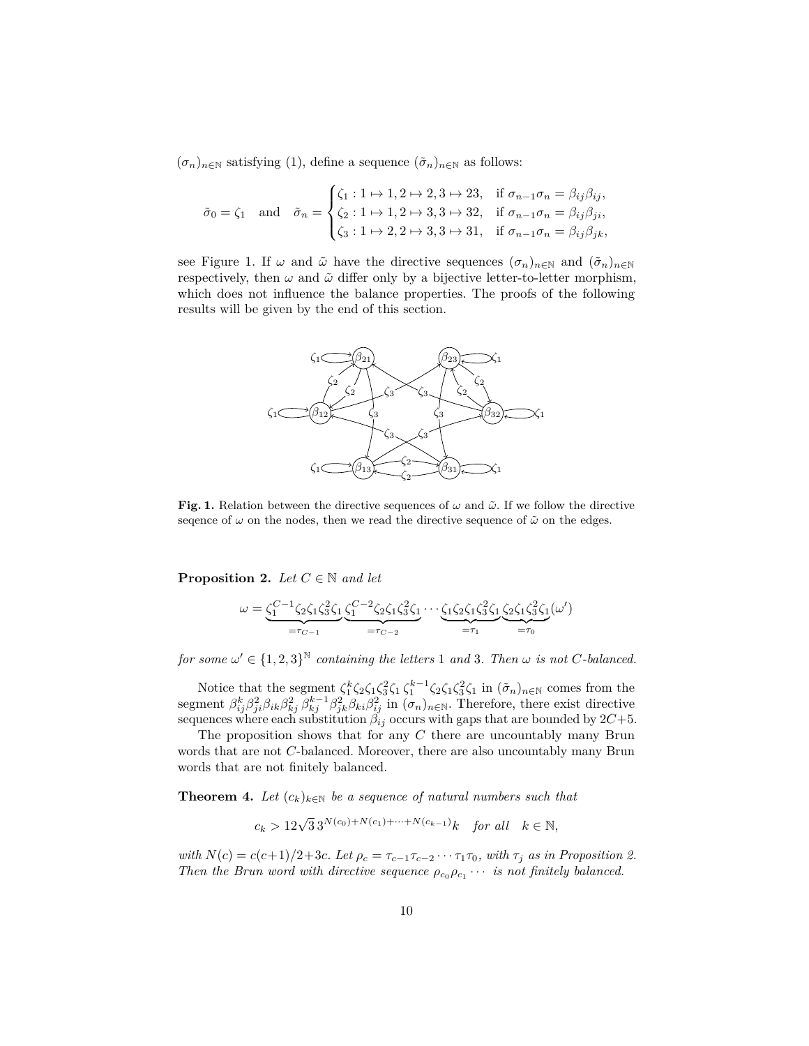$(\sigma_n)_{n\in\mathbb{N}}$ satisfying (1), define a sequence $(\tilde{\sigma}_n)_{n\in\mathbb{N}}$ as follows:

$$\tilde{\sigma}_0 = \zeta_1 \quad \text{and} \quad \tilde{\sigma}_n = \begin{cases} \zeta_1 : 1 \mapsto 1, 2 \mapsto 2, 3 \mapsto 23, & \text{if } \sigma_{n-1}\sigma_n = \beta_{ij}\beta_{ij}, \\ \zeta_2 : 1 \mapsto 1, 2 \mapsto 3, 3 \mapsto 32, & \text{if } \sigma_{n-1}\sigma_n = \beta_{ij}\beta_{ji}, \\ \zeta_3 : 1 \mapsto 2, 2 \mapsto 3, 3 \mapsto 31, & \text{if } \sigma_{n-1}\sigma_n = \beta_{ij}\beta_{jk}, \end{cases}$$

see Figure 1. If $\omega$ and $\tilde{\omega}$ have the directive sequences $(\sigma_n)_{n\in\mathbb{N}}$ and $(\tilde{\sigma}_n)_{n\in\mathbb{N}}$ respectively, then $\omega$ and $\tilde{\omega}$ differ only by a bijective letter-to-letter morphism, which does not influence the balance properties. The proofs of the following results will be given by the end of this section.

**Fig. 1.** Relation between the directive sequences of $\omega$ and $\tilde{\omega}$. If we follow the directive seqence of $\omega$ on the nodes, then we read the directive sequence of $\tilde{\omega}$ on the edges.

**Proposition 2.** *Let $C \in \mathbb{N}$ and let*

$$\omega = \underbrace{\zeta_1^{C-1}\zeta_2\zeta_1\zeta_3^2\zeta_1}_{=\tau_{C-1}}\,\underbrace{\zeta_1^{C-2}\zeta_2\zeta_1\zeta_3^2\zeta_1}_{=\tau_{C-2}}\cdots\underbrace{\zeta_1\zeta_2\zeta_1\zeta_3^2\zeta_1}_{=\tau_1}\,\underbrace{\zeta_2\zeta_1\zeta_3^2\zeta_1}_{=\tau_0}(\omega')$$

*for some $\omega' \in \{1,2,3\}^{\mathbb{N}}$ containing the letters 1 and 3. Then $\omega$ is not $C$-balanced.*

Notice that the segment $\zeta_1^k\zeta_2\zeta_1\zeta_3^2\zeta_1\,\zeta_1^{k-1}\zeta_2\zeta_1\zeta_3^2\zeta_1$ in $(\tilde{\sigma}_n)_{n\in\mathbb{N}}$ comes from the segment $\beta_{ij}^k\beta_{ji}^2\beta_{ik}\beta_{kj}^2\,\beta_{kj}^{k-1}\beta_{jk}^2\beta_{ki}\beta_{ij}^2$ in $(\sigma_n)_{n\in\mathbb{N}}$. Therefore, there exist directive sequences where each substitution $\beta_{ij}$ occurs with gaps that are bounded by $2C+5$.

The proposition shows that for any $C$ there are uncountably many Brun words that are not $C$-balanced. Moreover, there are also uncountably many Brun words that are not finitely balanced.

**Theorem 4.** *Let $(c_k)_{k\in\mathbb{N}}$ be a sequence of natural numbers such that*

$$c_k > 12\sqrt{3}\,3^{N(c_0)+N(c_1)+\cdots+N(c_{k-1})}k \quad \text{for all} \quad k \in \mathbb{N},$$

*with $N(c) = c(c+1)/2+3c$. Let $\rho_c = \tau_{c-1}\tau_{c-2}\cdots\tau_1\tau_0$, with $\tau_j$ as in Proposition 2. Then the Brun word with directive sequence $\rho_{c_0}\rho_{c_1}\cdots$ is not finitely balanced.*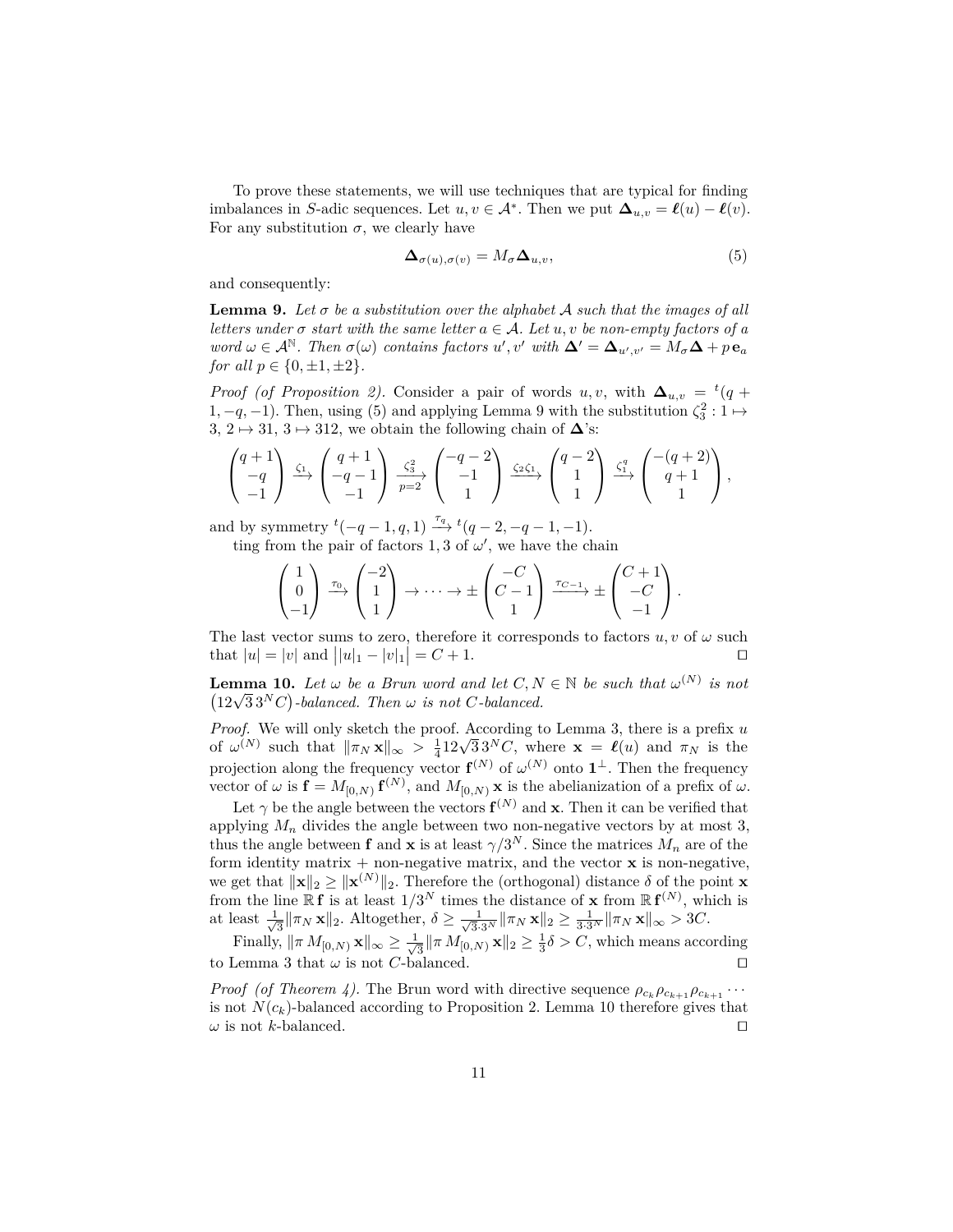To prove these statements, we will use techniques that are typical for finding imbalances in $S$-adic sequences. Let $u, v \in \mathcal{A}^*$. Then we put $\mathbf{\Delta}_{u,v} = \boldsymbol{\ell}(u) - \boldsymbol{\ell}(v)$. For any substitution $\sigma$, we clearly have

$$\mathbf{\Delta}_{\sigma(u),\sigma(v)} = M_\sigma \mathbf{\Delta}_{u,v}, \tag{5}$$

and consequently:

**Lemma 9.** *Let $\sigma$ be a substitution over the alphabet $\mathcal{A}$ such that the images of all letters under $\sigma$ start with the same letter $a \in \mathcal{A}$. Let $u, v$ be non-empty factors of a word $\omega \in \mathcal{A}^{\mathbb{N}}$. Then $\sigma(\omega)$ contains factors $u', v'$ with $\mathbf{\Delta}' = \mathbf{\Delta}_{u',v'} = M_\sigma \mathbf{\Delta} + p\, \mathbf{e}_a$ for all $p \in \{0, \pm 1, \pm 2\}$.*

*Proof (of Proposition 2).* Consider a pair of words $u, v$, with $\mathbf{\Delta}_{u,v} = {}^t(q+1, -q, -1)$. Then, using (5) and applying Lemma 9 with the substitution $\zeta_3^2 : 1 \mapsto 3,\ 2 \mapsto 31,\ 3 \mapsto 312$, we obtain the following chain of $\mathbf{\Delta}$'s:

$$\begin{pmatrix} q+1 \\ -q \\ -1 \end{pmatrix} \xrightarrow{\zeta_1} \begin{pmatrix} q+1 \\ -q-1 \\ -1 \end{pmatrix} \xrightarrow[p=2]{\zeta_3^2} \begin{pmatrix} -q-2 \\ -1 \\ 1 \end{pmatrix} \xrightarrow{\zeta_2\zeta_1} \begin{pmatrix} q-2 \\ 1 \\ 1 \end{pmatrix} \xrightarrow{\zeta_1^q} \begin{pmatrix} -(q+2) \\ q+1 \\ 1 \end{pmatrix},$$

and by symmetry ${}^t(-q-1, q, 1) \xrightarrow{\tau_q} {}^t(q-2, -q-1, -1)$.

ting from the pair of factors $1, 3$ of $\omega'$, we have the chain

$$\begin{pmatrix} 1 \\ 0 \\ -1 \end{pmatrix} \xrightarrow{\tau_0} \begin{pmatrix} -2 \\ 1 \\ 1 \end{pmatrix} \to \cdots \to \pm \begin{pmatrix} -C \\ C-1 \\ 1 \end{pmatrix} \xrightarrow{\tau_{C-1}} \pm \begin{pmatrix} C+1 \\ -C \\ -1 \end{pmatrix}.$$

The last vector sums to zero, therefore it corresponds to factors $u, v$ of $\omega$ such that $|u| = |v|$ and $\big||u|_1 - |v|_1\big| = C+1$. ◻

**Lemma 10.** *Let $\omega$ be a Brun word and let $C, N \in \mathbb{N}$ be such that $\omega^{(N)}$ is not $\big(12\sqrt{3}\,3^N C\big)$-balanced. Then $\omega$ is not $C$-balanced.*

*Proof.* We will only sketch the proof. According to Lemma 3, there is a prefix $u$ of $\omega^{(N)}$ such that $\|\pi_N\, \mathbf{x}\|_\infty > \frac{1}{4} 12\sqrt{3}\, 3^N C$, where $\mathbf{x} = \boldsymbol{\ell}(u)$ and $\pi_N$ is the projection along the frequency vector $\mathbf{f}^{(N)}$ of $\omega^{(N)}$ onto $\mathbf{1}^\perp$. Then the frequency vector of $\omega$ is $\mathbf{f} = M_{[0,N)}\, \mathbf{f}^{(N)}$, and $M_{[0,N)}\, \mathbf{x}$ is the abelianization of a prefix of $\omega$.

Let $\gamma$ be the angle between the vectors $\mathbf{f}^{(N)}$ and $\mathbf{x}$. Then it can be verified that applying $M_n$ divides the angle between two non-negative vectors by at most 3, thus the angle between $\mathbf{f}$ and $\mathbf{x}$ is at least $\gamma/3^N$. Since the matrices $M_n$ are of the form identity matrix + non-negative matrix, and the vector $\mathbf{x}$ is non-negative, we get that $\|\mathbf{x}\|_2 \geq \|\mathbf{x}^{(N)}\|_2$. Therefore the (orthogonal) distance $\delta$ of the point $\mathbf{x}$ from the line $\mathbb{R}\,\mathbf{f}$ is at least $1/3^N$ times the distance of $\mathbf{x}$ from $\mathbb{R}\,\mathbf{f}^{(N)}$, which is at least $\frac{1}{\sqrt{3}} \|\pi_N\, \mathbf{x}\|_2$. Altogether, $\delta \geq \frac{1}{\sqrt{3}\cdot 3^N} \|\pi_N\, \mathbf{x}\|_2 \geq \frac{1}{3\cdot 3^N} \|\pi_N\, \mathbf{x}\|_\infty > 3C$.

Finally, $\|\pi\, M_{[0,N)}\, \mathbf{x}\|_\infty \geq \frac{1}{\sqrt{3}} \|\pi\, M_{[0,N)}\, \mathbf{x}\|_2 \geq \frac{1}{3}\delta > C$, which means according to Lemma 3 that $\omega$ is not $C$-balanced. ◻

*Proof (of Theorem 4).* The Brun word with directive sequence $\rho_{c_k} \rho_{c_{k+1}} \rho_{c_{k+1}} \cdots$ is not $N(c_k)$-balanced according to Proposition 2. Lemma 10 therefore gives that $\omega$ is not $k$-balanced. ◻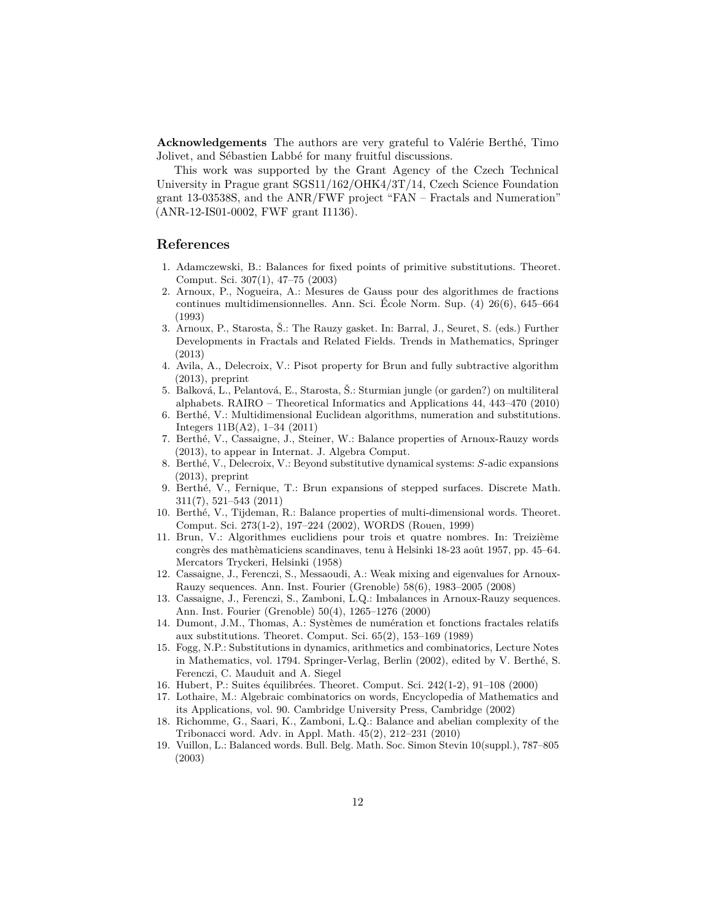**Acknowledgements** The authors are very grateful to Valérie Berthé, Timo Jolivet, and Sébastien Labbé for many fruitful discussions.

This work was supported by the Grant Agency of the Czech Technical University in Prague grant SGS11/162/OHK4/3T/14, Czech Science Foundation grant 13-03538S, and the ANR/FWF project "FAN – Fractals and Numeration" (ANR-12-IS01-0002, FWF grant I1136).

## References

1. Adamczewski, B.: Balances for fixed points of primitive substitutions. Theoret. Comput. Sci. 307(1), 47–75 (2003)
2. Arnoux, P., Nogueira, A.: Mesures de Gauss pour des algorithmes de fractions continues multidimensionnelles. Ann. Sci. École Norm. Sup. (4) 26(6), 645–664 (1993)
3. Arnoux, P., Starosta, Š.: The Rauzy gasket. In: Barral, J., Seuret, S. (eds.) Further Developments in Fractals and Related Fields. Trends in Mathematics, Springer (2013)
4. Avila, A., Delecroix, V.: Pisot property for Brun and fully subtractive algorithm (2013), preprint
5. Balková, L., Pelantová, E., Starosta, Š.: Sturmian jungle (or garden?) on multiliteral alphabets. RAIRO – Theoretical Informatics and Applications 44, 443–470 (2010)
6. Berthé, V.: Multidimensional Euclidean algorithms, numeration and substitutions. Integers 11B(A2), 1–34 (2011)
7. Berthé, V., Cassaigne, J., Steiner, W.: Balance properties of Arnoux-Rauzy words (2013), to appear in Internat. J. Algebra Comput.
8. Berthé, V., Delecroix, V.: Beyond substitutive dynamical systems: $S$-adic expansions (2013), preprint
9. Berthé, V., Fernique, T.: Brun expansions of stepped surfaces. Discrete Math. 311(7), 521–543 (2011)
10. Berthé, V., Tijdeman, R.: Balance properties of multi-dimensional words. Theoret. Comput. Sci. 273(1-2), 197–224 (2002), WORDS (Rouen, 1999)
11. Brun, V.: Algorithmes euclidiens pour trois et quatre nombres. In: Treizième congrès des mathèmaticiens scandinaves, tenu à Helsinki 18-23 août 1957, pp. 45–64. Mercators Tryckeri, Helsinki (1958)
12. Cassaigne, J., Ferenczi, S., Messaoudi, A.: Weak mixing and eigenvalues for Arnoux-Rauzy sequences. Ann. Inst. Fourier (Grenoble) 58(6), 1983–2005 (2008)
13. Cassaigne, J., Ferenczi, S., Zamboni, L.Q.: Imbalances in Arnoux-Rauzy sequences. Ann. Inst. Fourier (Grenoble) 50(4), 1265–1276 (2000)
14. Dumont, J.M., Thomas, A.: Systèmes de numération et fonctions fractales relatifs aux substitutions. Theoret. Comput. Sci. 65(2), 153–169 (1989)
15. Fogg, N.P.: Substitutions in dynamics, arithmetics and combinatorics, Lecture Notes in Mathematics, vol. 1794. Springer-Verlag, Berlin (2002), edited by V. Berthé, S. Ferenczi, C. Mauduit and A. Siegel
16. Hubert, P.: Suites équilibrées. Theoret. Comput. Sci. 242(1-2), 91–108 (2000)
17. Lothaire, M.: Algebraic combinatorics on words, Encyclopedia of Mathematics and its Applications, vol. 90. Cambridge University Press, Cambridge (2002)
18. Richomme, G., Saari, K., Zamboni, L.Q.: Balance and abelian complexity of the Tribonacci word. Adv. in Appl. Math. 45(2), 212–231 (2010)
19. Vuillon, L.: Balanced words. Bull. Belg. Math. Soc. Simon Stevin 10(suppl.), 787–805 (2003)